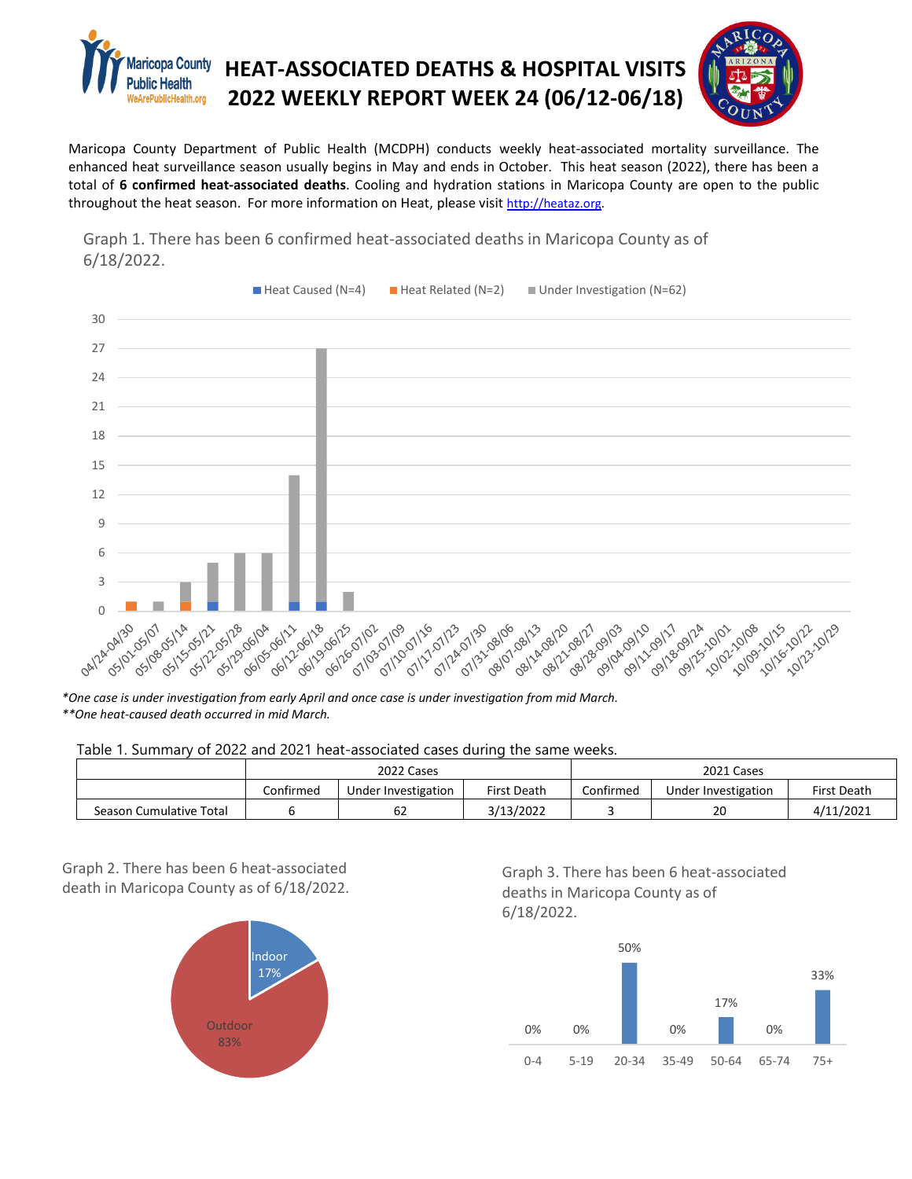# HEAT-ASSOCIATED DEATHS & HOSPITAL VISITS 2022 WEEKLY REPORT WEEK 24 (06/12-06/18)

Maricopa County Department of Public Health (MCDPH) conducts weekly heat-associated mortality surveillance. The enhanced heat surveillance season usually begins in May and ends in October. This heat season (2022), there has been a total of **6 confirmed heat-associated deaths**. Cooling and hydration stations in Maricopa County are open to the public throughout the heat season. For more information on Heat, please visit http://heataz.org.

Graph 1. There has been 6 confirmed heat-associated deaths in Maricopa County as of 6/18/2022.

Heat Caused (N=4) | Heat Related (N=2) | Under Investigation (N=62)

*One case is under investigation from early April and once case is under investigation from mid March.*
***One heat-caused death occurred in mid March.*

Table 1. Summary of 2022 and 2021 heat-associated cases during the same weeks.

| | 2022 Cases | | | 2021 Cases | | |
|---|---|---|---|---|---|---|
| | Confirmed | Under Investigation | First Death | Confirmed | Under Investigation | First Death |
| Season Cumulative Total | 6 | 62 | 3/13/2022 | 3 | 20 | 4/11/2021 |

Graph 2. There has been 6 heat-associated death in Maricopa County as of 6/18/2022.

Indoor 17%
Outdoor 83%

Graph 3. There has been 6 heat-associated deaths in Maricopa County as of 6/18/2022.

| 0-4 | 5-19 | 20-34 | 35-49 | 50-64 | 65-74 | 75+ |
|---|---|---|---|---|---|---|
| 0% | 0% | 50% | 0% | 17% | 0% | 33% |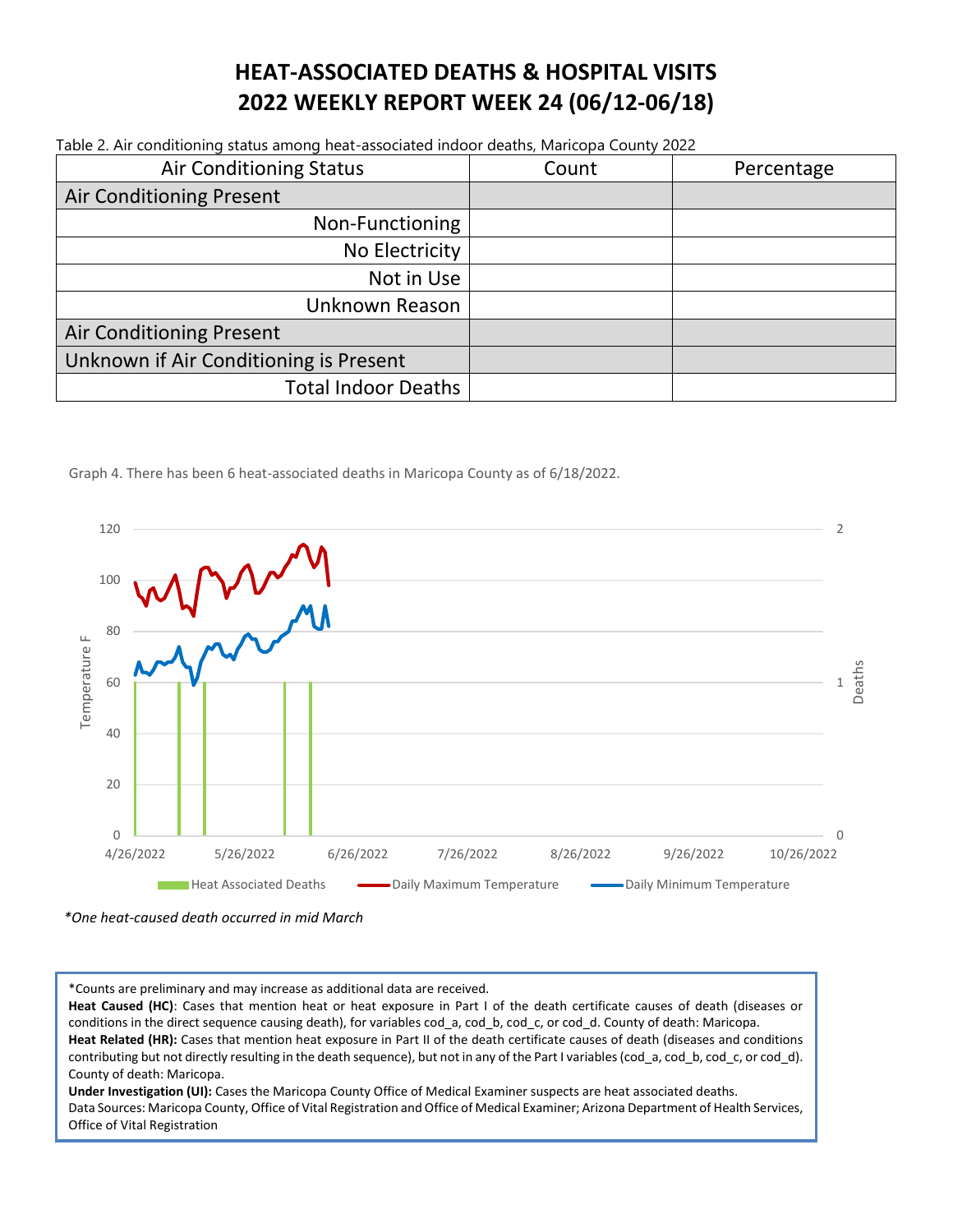# HEAT-ASSOCIATED DEATHS & HOSPITAL VISITS 2022 WEEKLY REPORT WEEK 24 (06/12-06/18)

Table 2. Air conditioning status among heat-associated indoor deaths, Maricopa County 2022

| Air Conditioning Status | Count | Percentage |
|---|---|---|
| Air Conditioning Present | | |
| Non-Functioning | | |
| No Electricity | | |
| Not in Use | | |
| Unknown Reason | | |
| Air Conditioning Present | | |
| Unknown if Air Conditioning is Present | | |
| Total Indoor Deaths | | |

Graph 4. There has been 6 heat-associated deaths in Maricopa County as of 6/18/2022.

*One heat-caused death occurred in mid March*

*Counts are preliminary and may increase as additional data are received.
**Heat Caused (HC)**: Cases that mention heat or heat exposure in Part I of the death certificate causes of death (diseases or conditions in the direct sequence causing death), for variables cod_a, cod_b, cod_c, or cod_d. County of death: Maricopa.
**Heat Related (HR):** Cases that mention heat exposure in Part II of the death certificate causes of death (diseases and conditions contributing but not directly resulting in the death sequence), but not in any of the Part I variables (cod_a, cod_b, cod_c, or cod_d). County of death: Maricopa.
**Under Investigation (UI):** Cases the Maricopa County Office of Medical Examiner suspects are heat associated deaths.
Data Sources: Maricopa County, Office of Vital Registration and Office of Medical Examiner; Arizona Department of Health Services, Office of Vital Registration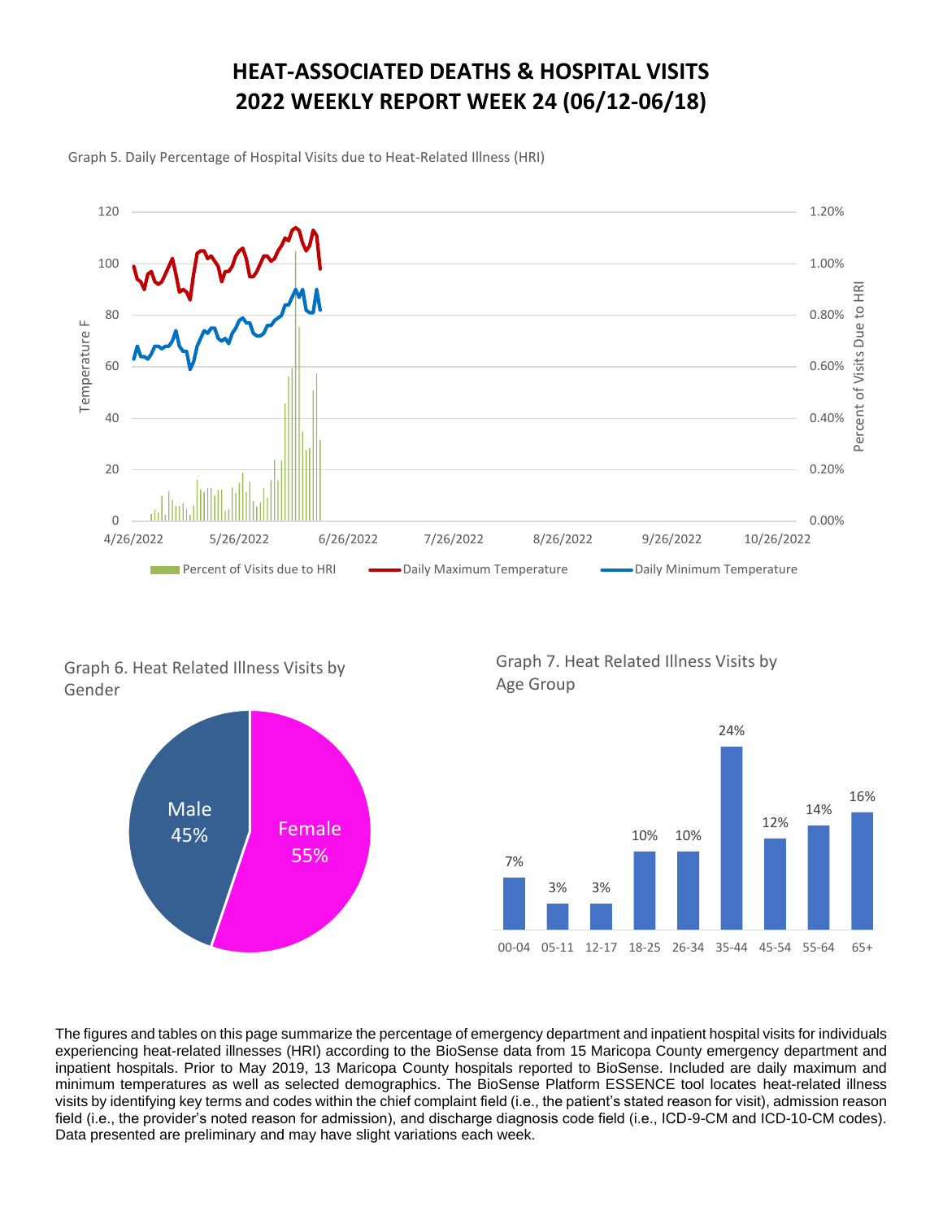# HEAT-ASSOCIATED DEATHS & HOSPITAL VISITS
# 2022 WEEKLY REPORT WEEK 24 (06/12-06/18)

Graph 5. Daily Percentage of Hospital Visits due to Heat-Related Illness (HRI)

Temperature F

120
100
80
60
40
20
0

Percent of Visits Due to HRI

1.20%
1.00%
0.80%
0.60%
0.40%
0.20%
0.00%

4/26/2022 5/26/2022 6/26/2022 7/26/2022 8/26/2022 9/26/2022 10/26/2022

Percent of Visits due to HRI — Daily Maximum Temperature — Daily Minimum Temperature

Graph 6. Heat Related Illness Visits by Gender

Male 45%

Female 55%

Graph 7. Heat Related Illness Visits by Age Group

00-04: 7%
05-11: 3%
12-17: 3%
18-25: 10%
26-34: 10%
35-44: 24%
45-54: 12%
55-64: 14%
65+: 16%

The figures and tables on this page summarize the percentage of emergency department and inpatient hospital visits for individuals experiencing heat-related illnesses (HRI) according to the BioSense data from 15 Maricopa County emergency department and inpatient hospitals. Prior to May 2019, 13 Maricopa County hospitals reported to BioSense. Included are daily maximum and minimum temperatures as well as selected demographics. The BioSense Platform ESSENCE tool locates heat-related illness visits by identifying key terms and codes within the chief complaint field (i.e., the patient's stated reason for visit), admission reason field (i.e., the provider's noted reason for admission), and discharge diagnosis code field (i.e., ICD-9-CM and ICD-10-CM codes). Data presented are preliminary and may have slight variations each week.